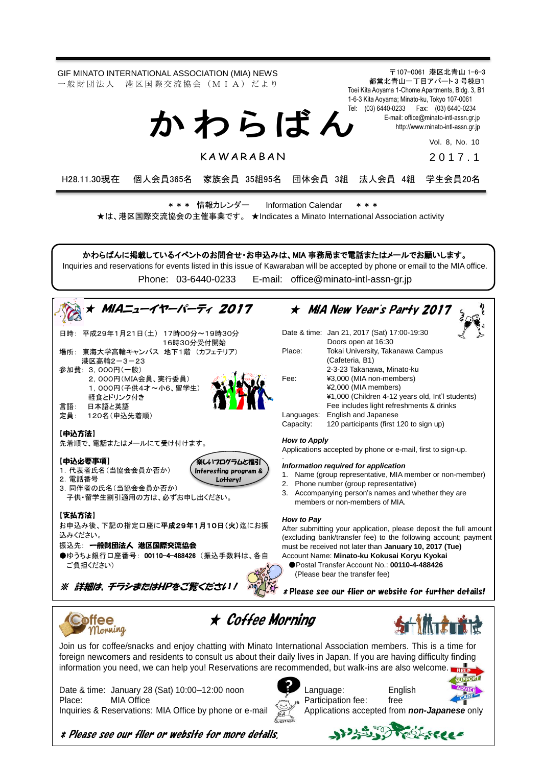GIF MINATO INTERNATIONAL ASSOCIATION (MIA) NEWS
一般財団法人　港区国際交流協会（ＭＩＡ）だより

〒107-0061　港区北青山 1-6-3
都営北青山一丁目アパート 3 号棟B1
Toei Kita Aoyama 1-Chome Apartments, Bldg. 3, B1
1-6-3 Kita Aoyama; Minato-ku, Tokyo 107-0061
Tel: (03) 6440-0233　Fax: (03) 6440-0234
E-mail: office@minato-intl-assn.gr.jp
http://www.minato-intl-assn.gr.jp

# かわらばん

KAWARABAN

Vol. 8, No. 10
2017.1

H28.11.30現在　個人会員365名　家族会員 35組95名　団体会員 3組　法人会員 4組　学生会員20名

＊＊＊ 情報カレンダー　Information Calendar　＊＊＊

★は、港区国際交流協会の主催事業です。★Indicates a Minato International Association activity

**かわらばんに掲載しているイベントのお問合せ・お申込みは、MIA 事務局まで電話またはメールでお願いします。**
Inquiries and reservations for events listed in this issue of Kawaraban will be accepted by phone or email to the MIA office.
Phone: 03-6440-0233　E-mail: office@minato-intl-assn-gr.jp

## ★ MIAニューイヤーパーティ 2017

日時：平成29年1月21日（土） 17時00分～19時30分
　　　16時30分受付開始
場所：東海大学高輪キャンパス 地下1階（カフェテリア）
　　　港区高輪2－3－23
参加費：3，000円（一般）
　　　2，000円（MIA会員、実行委員）
　　　1，000円（子供4才～小6、留学生）
　　　軽食とドリンク付き
言語：日本語と英語
定員：120名（申込先着順）

**【申込方法】**
先着順で、電話またはメールにて受け付けます。

**【申込必要事項】**
1. 代表者氏名（当協会会員か否か）
2. 電話番号
3. 同伴者の氏名（当協会会員か否か）
　子供・留学生割引適用の方は、必ずお申し出ください。

楽しいプログラムと福引 Interesting program & Lottery!

**【支払方法】**
お申込み後、下記の指定口座に**平成29年1月10日（火）**迄にお振込みください。
振込先：**一般財団法人 港区国際交流協会**
●ゆうちょ銀行口座番号：**00110-4-488426**（振込手数料は、各自ご負担ください）

***※ 詳細は、チラシまたはHPをご覧ください！***

## ★ MIA New Year's Party 2017

Date & time: Jan 21, 2017 (Sat) 17:00-19:30
Doors open at 16:30
Place: Tokai University, Takanawa Campus (Cafeteria, B1)
2-3-23 Takanawa, Minato-ku
Fee: ¥3,000 (MIA non-members)
¥2,000 (MIA members)
¥1,000 (Children 4-12 years old, Int'l students)
Fee includes light refreshments & drinks
Languages: English and Japanese
Capacity: 120 participants (first 120 to sign up)

***How to Apply***
Applications accepted by phone or e-mail, first to sign-up.

***Information required for application***
1. Name (group representative, MIA member or non-member)
2. Phone number (group representative)
3. Accompanying person's names and whether they are members or non-members of MIA.

***How to Pay***
After submitting your application, please deposit the full amount (excluding bank/transfer fee) to the following account; payment must be received not later than **January 10, 2017 (Tue)**
Account Name: **Minato-ku Kokusai Koryu Kyokai**
●Postal Transfer Account No.: **00110-4-488426**
(Please bear the transfer fee)

***＊Please see our flier or website for further details!***

## ★ Coffee Morning

Join us for coffee/snacks and enjoy chatting with Minato International Association members. This is a time for foreign newcomers and residents to consult us about their daily lives in Japan. If you are having difficulty finding information you need, we can help you! Reservations are recommended, but walk-ins are also welcome.

Date & time: January 28 (Sat) 10:00–12:00 noon
Place: MIA Office
Inquiries & Reservations: MIA Office by phone or e-mail

Language: English
Participation fee: free
Applications accepted from ***non-Japanese*** only

***＊Please see our flier or website for more details.***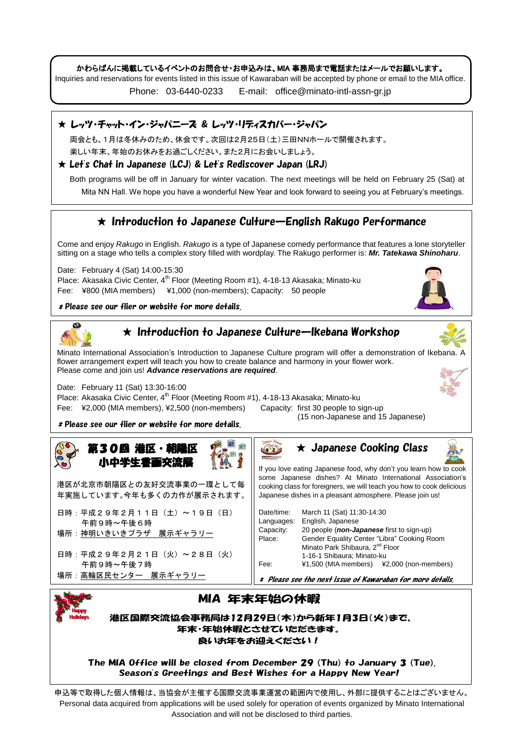**かわらばんに掲載しているイベントのお問合せ・お申込みは、MIA 事務局まで電話またはメールでお願いします。**

Inquiries and reservations for events listed in this issue of Kawaraban will be accepted by phone or email to the MIA office.

Phone: 03-6440-0233　　E-mail: office@minato-intl-assn-gr.jp

## ★ レッツ・チャット・イン・ジャパニーズ & レッツ・リディスカバー・ジャパン

両会とも、1月は冬休みのため、休会です。次回は2月25日（土）三田NNホールで開催されます。
楽しい年末、年始のお休みをお過ごしください。また2月にお会いしましょう。

## ★ Let's Chat in Japanese (LCJ) & Let's Rediscover Japan (LRJ)

Both programs will be off in January for winter vacation. The next meetings will be held on February 25 (Sat) at Mita NN Hall. We hope you have a wonderful New Year and look forward to seeing you at February's meetings.

## ★ Introduction to Japanese Culture—English Rakugo Performance

Come and enjoy *Rakugo* in English. *Rakugo* is a type of Japanese comedy performance that features a lone storyteller sitting on a stage who tells a complex story filled with wordplay. The Rakugo performer is: ***Mr. Tatekawa Shinoharu***.

Date: February 4 (Sat) 14:00-15:30
Place: Akasaka Civic Center, 4th Floor (Meeting Room #1), 4-18-13 Akasaka; Minato-ku
Fee: ¥800 (MIA members)　¥1,000 (non-members); Capacity: 50 people

***Please see our flier or website for more details.**

## ★ Introduction to Japanese Culture—Ikebana Workshop

Minato International Association's Introduction to Japanese Culture program will offer a demonstration of Ikebana. A flower arrangement expert will teach you how to create balance and harmony in your flower work.
Please come and join us! ***Advance reservations are required***.

Date: February 11 (Sat) 13:30-16:00
Place: Akasaka Civic Center, 4th Floor (Meeting Room #1), 4-18-13 Akasaka; Minato-ku
Fee: ¥2,000 (MIA members), ¥2,500 (non-members)　Capacity: first 30 people to sign-up (15 non-Japanese and 15 Japanese)

***Please see our flier or website for more details.**

## 第３０回 港区・朝陽区 小中学生書画交流展

港区が北京市朝陽区との友好交流事業の一環として毎年実施しています。今年も多くの力作が展示されます。

日時：平成２９年２月１１日（土）～１９日（日）午前９時～午後６時
場所：神明いきいきプラザ　展示ギャラリー

日時：平成２９年２月２１日（火）～２８日（火）午前９時～午後７時
場所：高輪区民センター　展示ギャラリー

## ★ Japanese Cooking Class

If you love eating Japanese food, why don't you learn how to cook some Japanese dishes? At Minato International Association's cooking class for foreigners, we will teach you how to cook delicious Japanese dishes in a pleasant atmosphere. Please join us!

| | |
|---|---|
| Date/time: | March 11 (Sat) 11:30-14:30 |
| Languages: | English, Japanese |
| Capacity: | 20 people (***non-Japanese*** first to sign-up) |
| Place: | Gender Equality Center "Libra" Cooking Room Minato Park Shibaura, 2nd Floor 1-16-1 Shibaura; Minato-ku |
| Fee: | ¥1,500 (MIA members)　¥2,000 (non-members) |

***Please see the next issue of Kawaraban for more details.**

## MIA 年末年始の休暇

**港区国際交流協会事務局は12月29日（木）から新年1月3日（火）まで、年末・年始休暇とさせていただきます。良いお年をお迎えください！**

**The MIA Office will be closed from December 29 (Thu) to January 3 (Tue). Season's Greetings and Best Wishes for a Happy New Year!**

申込等で取得した個人情報は、当協会が主催する国際交流事業運営の範囲内で使用し、外部に提供することはございません。
Personal data acquired from applications will be used solely for operation of events organized by Minato International Association and will not be disclosed to third parties.